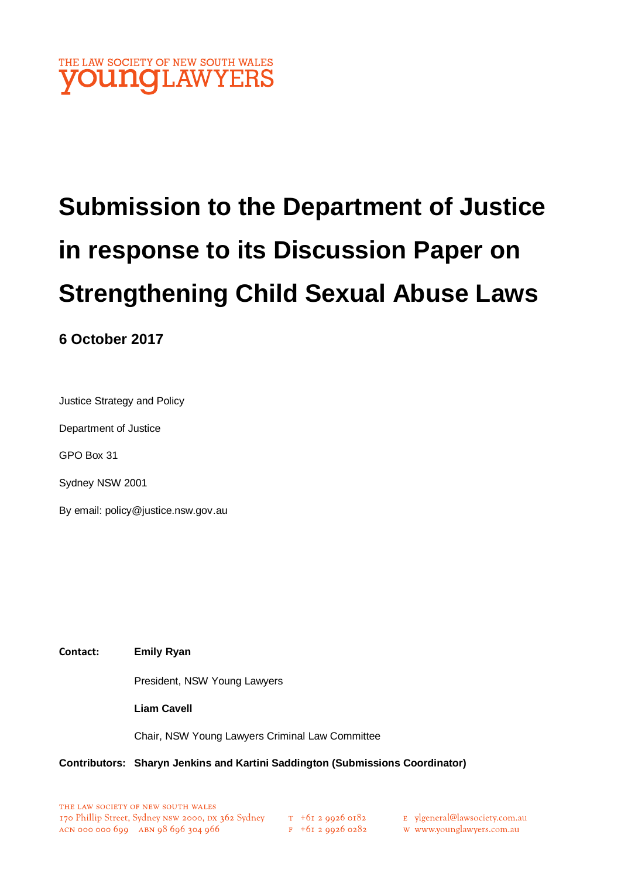THE LAW SOCIETY OF NEW SOUTH WALES
young LAWYERS

# Submission to the Department of Justice in response to its Discussion Paper on Strengthening Child Sexual Abuse Laws

## 6 October 2017

Justice Strategy and Policy

Department of Justice

GPO Box 31

Sydney NSW 2001

By email: policy@justice.nsw.gov.au

**Contact:** **Emily Ryan**

President, NSW Young Lawyers

**Liam Cavell**

Chair, NSW Young Lawyers Criminal Law Committee

**Contributors:** **Sharyn Jenkins and Kartini Saddington (Submissions Coordinator)**

THE LAW SOCIETY OF NEW SOUTH WALES
170 Phillip Street, Sydney NSW 2000, DX 362 Sydney
ACN 000 000 699 ABN 98 696 304 966

T +61 2 9926 0182
F +61 2 9926 0282

E ylgeneral@lawsociety.com.au
W www.younglawyers.com.au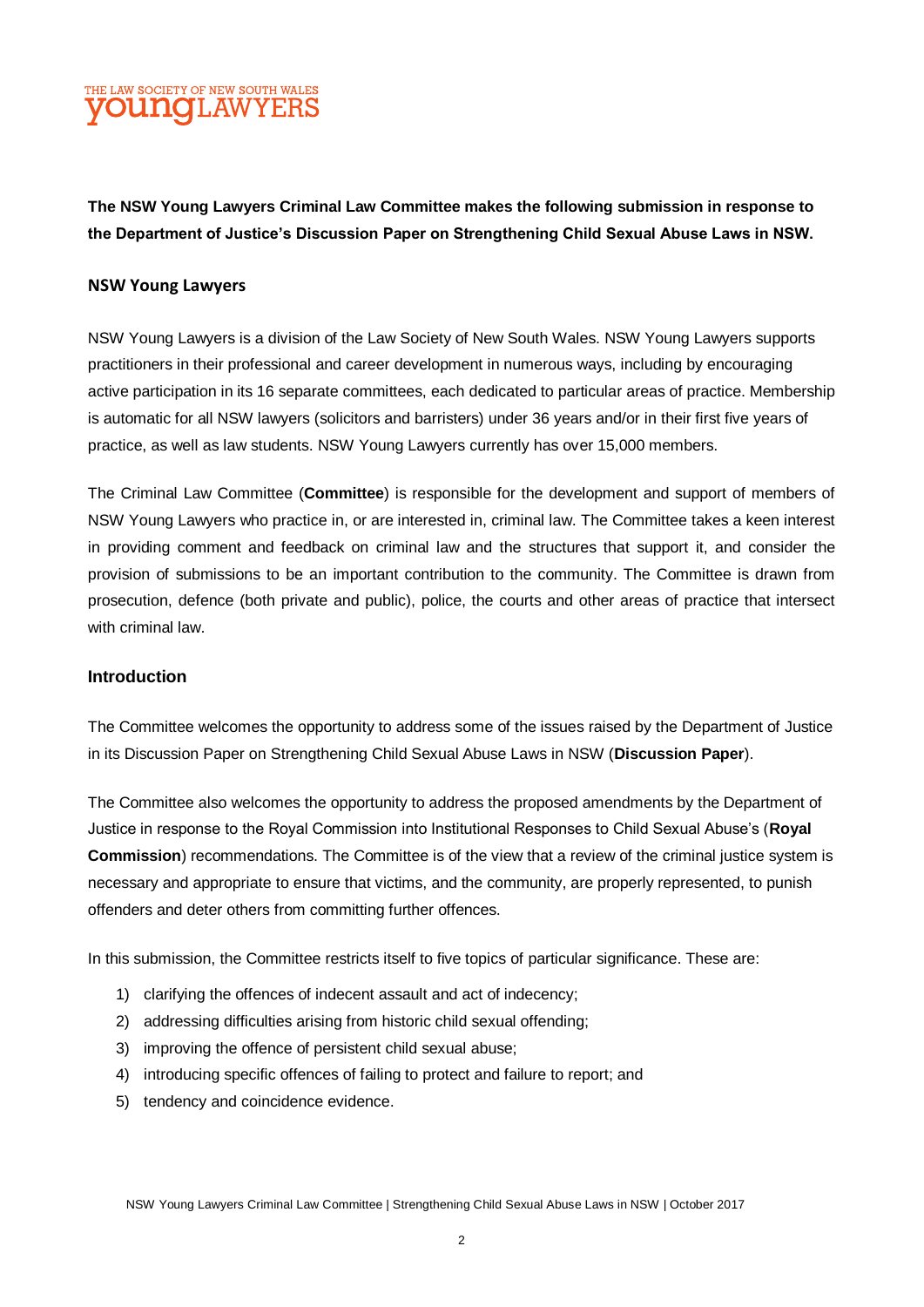**The NSW Young Lawyers Criminal Law Committee makes the following submission in response to the Department of Justice's Discussion Paper on Strengthening Child Sexual Abuse Laws in NSW.**

## NSW Young Lawyers

NSW Young Lawyers is a division of the Law Society of New South Wales. NSW Young Lawyers supports practitioners in their professional and career development in numerous ways, including by encouraging active participation in its 16 separate committees, each dedicated to particular areas of practice. Membership is automatic for all NSW lawyers (solicitors and barristers) under 36 years and/or in their first five years of practice, as well as law students. NSW Young Lawyers currently has over 15,000 members.

The Criminal Law Committee (**Committee**) is responsible for the development and support of members of NSW Young Lawyers who practice in, or are interested in, criminal law. The Committee takes a keen interest in providing comment and feedback on criminal law and the structures that support it, and consider the provision of submissions to be an important contribution to the community. The Committee is drawn from prosecution, defence (both private and public), police, the courts and other areas of practice that intersect with criminal law.

## Introduction

The Committee welcomes the opportunity to address some of the issues raised by the Department of Justice in its Discussion Paper on Strengthening Child Sexual Abuse Laws in NSW (**Discussion Paper**).

The Committee also welcomes the opportunity to address the proposed amendments by the Department of Justice in response to the Royal Commission into Institutional Responses to Child Sexual Abuse's (**Royal Commission**) recommendations. The Committee is of the view that a review of the criminal justice system is necessary and appropriate to ensure that victims, and the community, are properly represented, to punish offenders and deter others from committing further offences.

In this submission, the Committee restricts itself to five topics of particular significance. These are:

1) clarifying the offences of indecent assault and act of indecency;
2) addressing difficulties arising from historic child sexual offending;
3) improving the offence of persistent child sexual abuse;
4) introducing specific offences of failing to protect and failure to report; and
5) tendency and coincidence evidence.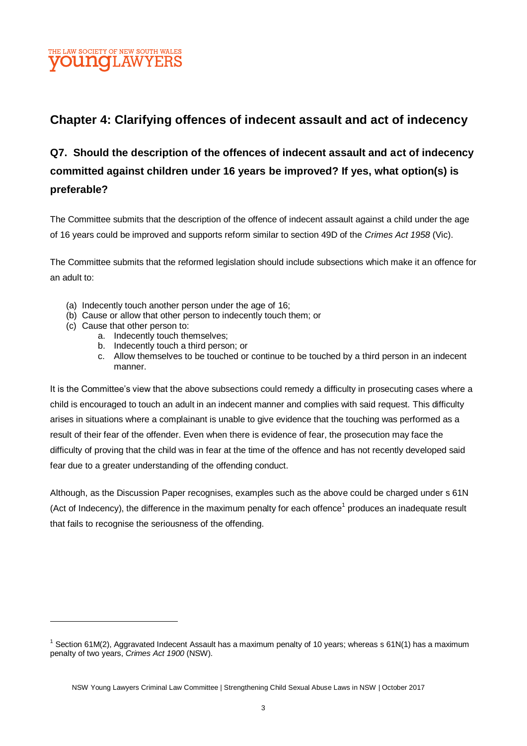## Chapter 4: Clarifying offences of indecent assault and act of indecency

### Q7. Should the description of the offences of indecent assault and act of indecency committed against children under 16 years be improved? If yes, what option(s) is preferable?

The Committee submits that the description of the offence of indecent assault against a child under the age of 16 years could be improved and supports reform similar to section 49D of the *Crimes Act 1958* (Vic).

The Committee submits that the reformed legislation should include subsections which make it an offence for an adult to:

- (a) Indecently touch another person under the age of 16;
- (b) Cause or allow that other person to indecently touch them; or
- (c) Cause that other person to:
    - a. Indecently touch themselves;
    - b. Indecently touch a third person; or
    - c. Allow themselves to be touched or continue to be touched by a third person in an indecent manner.

It is the Committee's view that the above subsections could remedy a difficulty in prosecuting cases where a child is encouraged to touch an adult in an indecent manner and complies with said request. This difficulty arises in situations where a complainant is unable to give evidence that the touching was performed as a result of their fear of the offender. Even when there is evidence of fear, the prosecution may face the difficulty of proving that the child was in fear at the time of the offence and has not recently developed said fear due to a greater understanding of the offending conduct.

Although, as the Discussion Paper recognises, examples such as the above could be charged under s 61N (Act of Indecency), the difference in the maximum penalty for each offence[1] produces an inadequate result that fails to recognise the seriousness of the offending.

---

[1] Section 61M(2), Aggravated Indecent Assault has a maximum penalty of 10 years; whereas s 61N(1) has a maximum penalty of two years, *Crimes Act 1900* (NSW).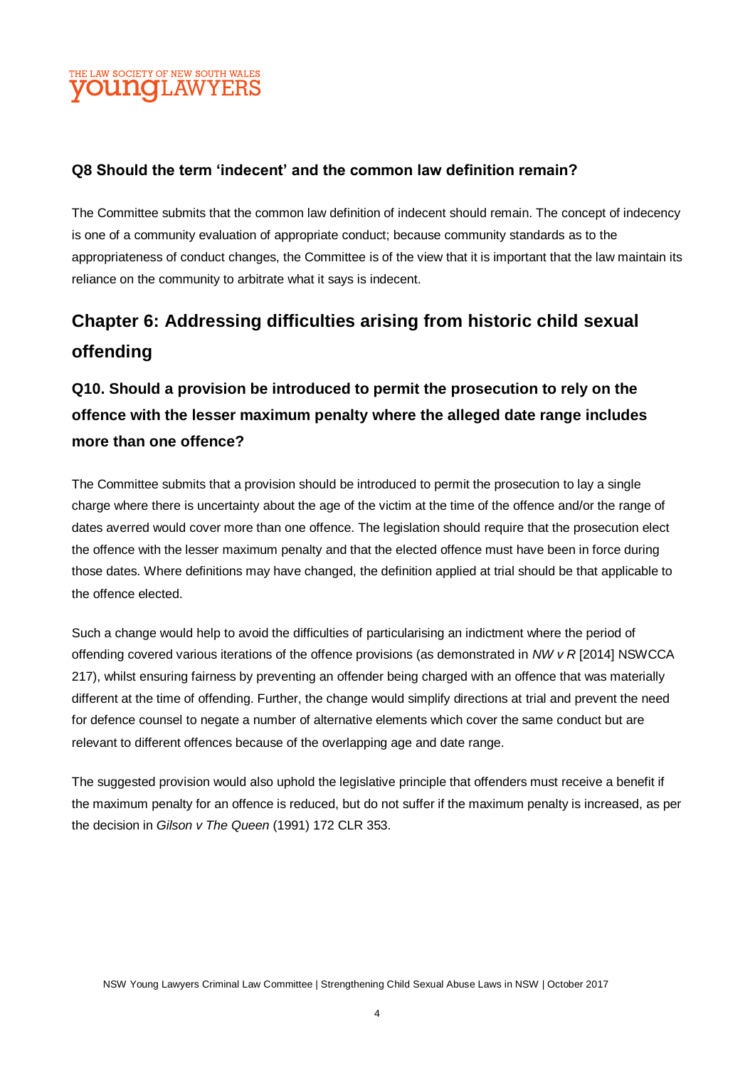### Q8 Should the term 'indecent' and the common law definition remain?

The Committee submits that the common law definition of indecent should remain. The concept of indecency is one of a community evaluation of appropriate conduct; because community standards as to the appropriateness of conduct changes, the Committee is of the view that it is important that the law maintain its reliance on the community to arbitrate what it says is indecent.

## Chapter 6: Addressing difficulties arising from historic child sexual offending

### Q10. Should a provision be introduced to permit the prosecution to rely on the offence with the lesser maximum penalty where the alleged date range includes more than one offence?

The Committee submits that a provision should be introduced to permit the prosecution to lay a single charge where there is uncertainty about the age of the victim at the time of the offence and/or the range of dates averred would cover more than one offence. The legislation should require that the prosecution elect the offence with the lesser maximum penalty and that the elected offence must have been in force during those dates. Where definitions may have changed, the definition applied at trial should be that applicable to the offence elected.

Such a change would help to avoid the difficulties of particularising an indictment where the period of offending covered various iterations of the offence provisions (as demonstrated in *NW v R* [2014] NSWCCA 217), whilst ensuring fairness by preventing an offender being charged with an offence that was materially different at the time of offending. Further, the change would simplify directions at trial and prevent the need for defence counsel to negate a number of alternative elements which cover the same conduct but are relevant to different offences because of the overlapping age and date range.

The suggested provision would also uphold the legislative principle that offenders must receive a benefit if the maximum penalty for an offence is reduced, but do not suffer if the maximum penalty is increased, as per the decision in *Gilson v The Queen* (1991) 172 CLR 353.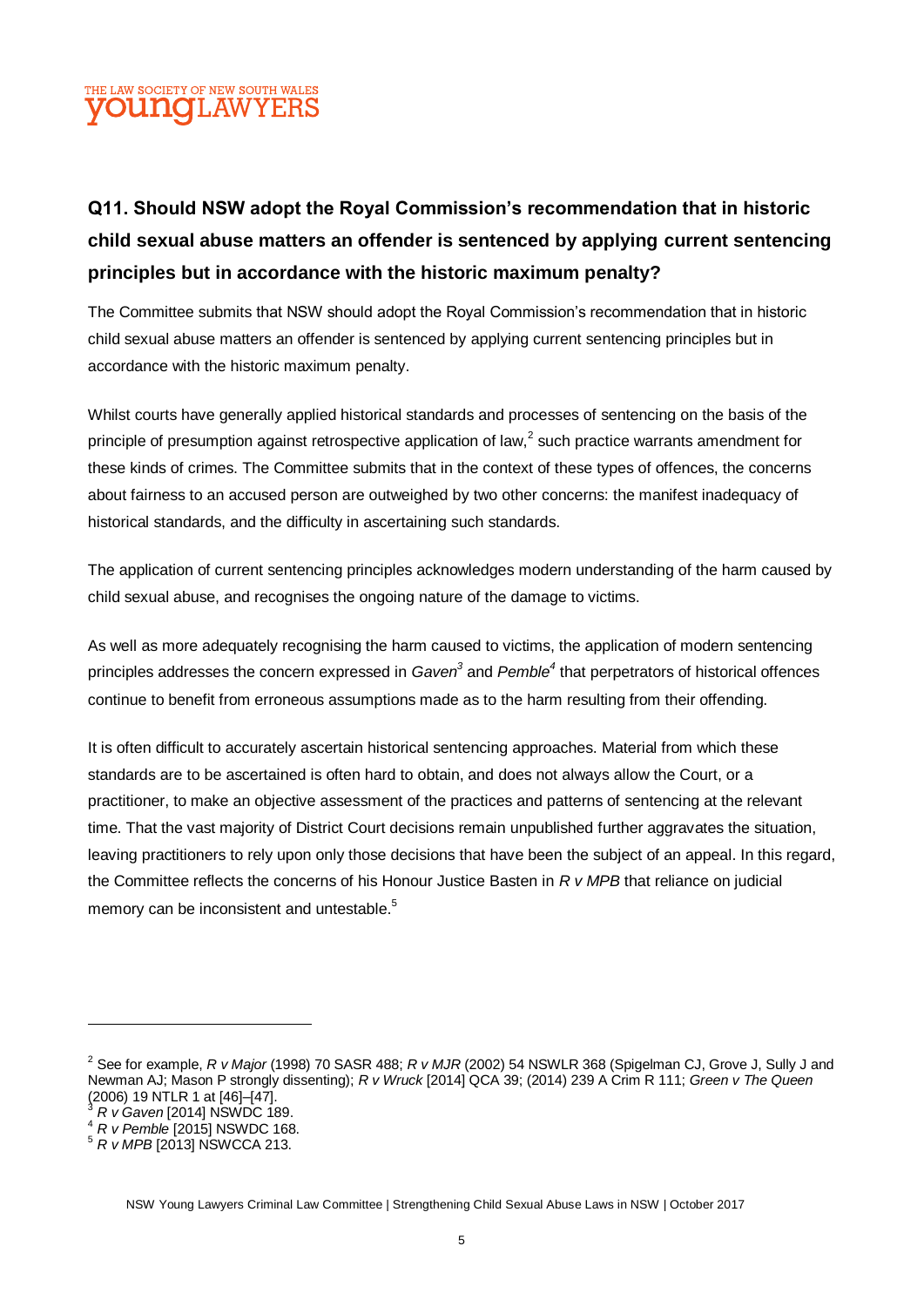## Q11. Should NSW adopt the Royal Commission's recommendation that in historic child sexual abuse matters an offender is sentenced by applying current sentencing principles but in accordance with the historic maximum penalty?

The Committee submits that NSW should adopt the Royal Commission's recommendation that in historic child sexual abuse matters an offender is sentenced by applying current sentencing principles but in accordance with the historic maximum penalty.

Whilst courts have generally applied historical standards and processes of sentencing on the basis of the principle of presumption against retrospective application of law,[2] such practice warrants amendment for these kinds of crimes. The Committee submits that in the context of these types of offences, the concerns about fairness to an accused person are outweighed by two other concerns: the manifest inadequacy of historical standards, and the difficulty in ascertaining such standards.

The application of current sentencing principles acknowledges modern understanding of the harm caused by child sexual abuse, and recognises the ongoing nature of the damage to victims.

As well as more adequately recognising the harm caused to victims, the application of modern sentencing principles addresses the concern expressed in *Gaven*[3] and *Pemble*[4] that perpetrators of historical offences continue to benefit from erroneous assumptions made as to the harm resulting from their offending.

It is often difficult to accurately ascertain historical sentencing approaches. Material from which these standards are to be ascertained is often hard to obtain, and does not always allow the Court, or a practitioner, to make an objective assessment of the practices and patterns of sentencing at the relevant time. That the vast majority of District Court decisions remain unpublished further aggravates the situation, leaving practitioners to rely upon only those decisions that have been the subject of an appeal. In this regard, the Committee reflects the concerns of his Honour Justice Basten in *R v MPB* that reliance on judicial memory can be inconsistent and untestable.[5]

---

[2] See for example, *R v Major* (1998) 70 SASR 488; *R v MJR* (2002) 54 NSWLR 368 (Spigelman CJ, Grove J, Sully J and Newman AJ; Mason P strongly dissenting); *R v Wruck* [2014] QCA 39; (2014) 239 A Crim R 111; *Green v The Queen* (2006) 19 NTLR 1 at [46]–[47].

[3] *R v Gaven* [2014] NSWDC 189.

[4] *R v Pemble* [2015] NSWDC 168.

[5] *R v MPB* [2013] NSWCCA 213.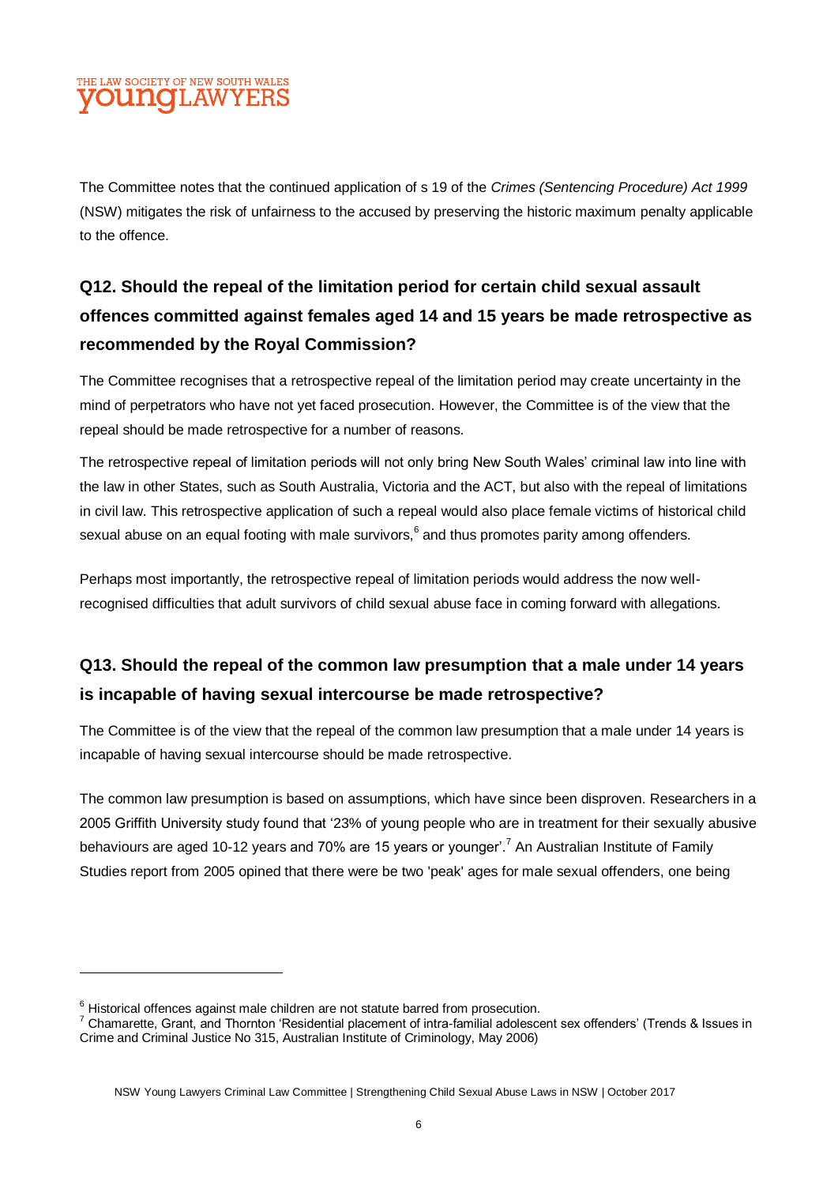The Committee notes that the continued application of s 19 of the *Crimes (Sentencing Procedure) Act 1999* (NSW) mitigates the risk of unfairness to the accused by preserving the historic maximum penalty applicable to the offence.

## Q12. Should the repeal of the limitation period for certain child sexual assault offences committed against females aged 14 and 15 years be made retrospective as recommended by the Royal Commission?

The Committee recognises that a retrospective repeal of the limitation period may create uncertainty in the mind of perpetrators who have not yet faced prosecution. However, the Committee is of the view that the repeal should be made retrospective for a number of reasons.

The retrospective repeal of limitation periods will not only bring New South Wales' criminal law into line with the law in other States, such as South Australia, Victoria and the ACT, but also with the repeal of limitations in civil law. This retrospective application of such a repeal would also place female victims of historical child sexual abuse on an equal footing with male survivors,[6] and thus promotes parity among offenders.

Perhaps most importantly, the retrospective repeal of limitation periods would address the now well-recognised difficulties that adult survivors of child sexual abuse face in coming forward with allegations.

## Q13. Should the repeal of the common law presumption that a male under 14 years is incapable of having sexual intercourse be made retrospective?

The Committee is of the view that the repeal of the common law presumption that a male under 14 years is incapable of having sexual intercourse should be made retrospective.

The common law presumption is based on assumptions, which have since been disproven. Researchers in a 2005 Griffith University study found that '23% of young people who are in treatment for their sexually abusive behaviours are aged 10-12 years and 70% are 15 years or younger'.[7] An Australian Institute of Family Studies report from 2005 opined that there were be two 'peak' ages for male sexual offenders, one being

---

[6] Historical offences against male children are not statute barred from prosecution.

[7] Chamarette, Grant, and Thornton 'Residential placement of intra-familial adolescent sex offenders' (Trends & Issues in Crime and Criminal Justice No 315, Australian Institute of Criminology, May 2006)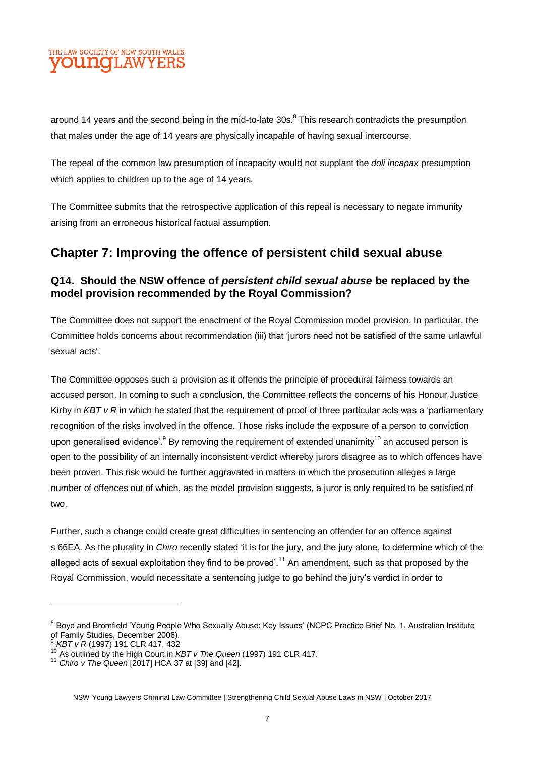around 14 years and the second being in the mid-to-late 30s.[8] This research contradicts the presumption that males under the age of 14 years are physically incapable of having sexual intercourse.

The repeal of the common law presumption of incapacity would not supplant the *doli incapax* presumption which applies to children up to the age of 14 years.

The Committee submits that the retrospective application of this repeal is necessary to negate immunity arising from an erroneous historical factual assumption.

## Chapter 7: Improving the offence of persistent child sexual abuse

### Q14. Should the NSW offence of *persistent child sexual abuse* be replaced by the model provision recommended by the Royal Commission?

The Committee does not support the enactment of the Royal Commission model provision. In particular, the Committee holds concerns about recommendation (iii) that 'jurors need not be satisfied of the same unlawful sexual acts'.

The Committee opposes such a provision as it offends the principle of procedural fairness towards an accused person. In coming to such a conclusion, the Committee reflects the concerns of his Honour Justice Kirby in *KBT v R* in which he stated that the requirement of proof of three particular acts was a 'parliamentary recognition of the risks involved in the offence. Those risks include the exposure of a person to conviction upon generalised evidence'.[9] By removing the requirement of extended unanimity[10] an accused person is open to the possibility of an internally inconsistent verdict whereby jurors disagree as to which offences have been proven. This risk would be further aggravated in matters in which the prosecution alleges a large number of offences out of which, as the model provision suggests, a juror is only required to be satisfied of two.

Further, such a change could create great difficulties in sentencing an offender for an offence against s 66EA. As the plurality in *Chiro* recently stated 'it is for the jury, and the jury alone, to determine which of the alleged acts of sexual exploitation they find to be proved'.[11] An amendment, such as that proposed by the Royal Commission, would necessitate a sentencing judge to go behind the jury's verdict in order to

---

[8] Boyd and Bromfield 'Young People Who Sexually Abuse: Key Issues' (NCPC Practice Brief No. 1, Australian Institute of Family Studies, December 2006).

[9] *KBT v R* (1997) 191 CLR 417, 432

[10] As outlined by the High Court in *KBT v The Queen* (1997) 191 CLR 417.

[11] *Chiro v The Queen* [2017] HCA 37 at [39] and [42].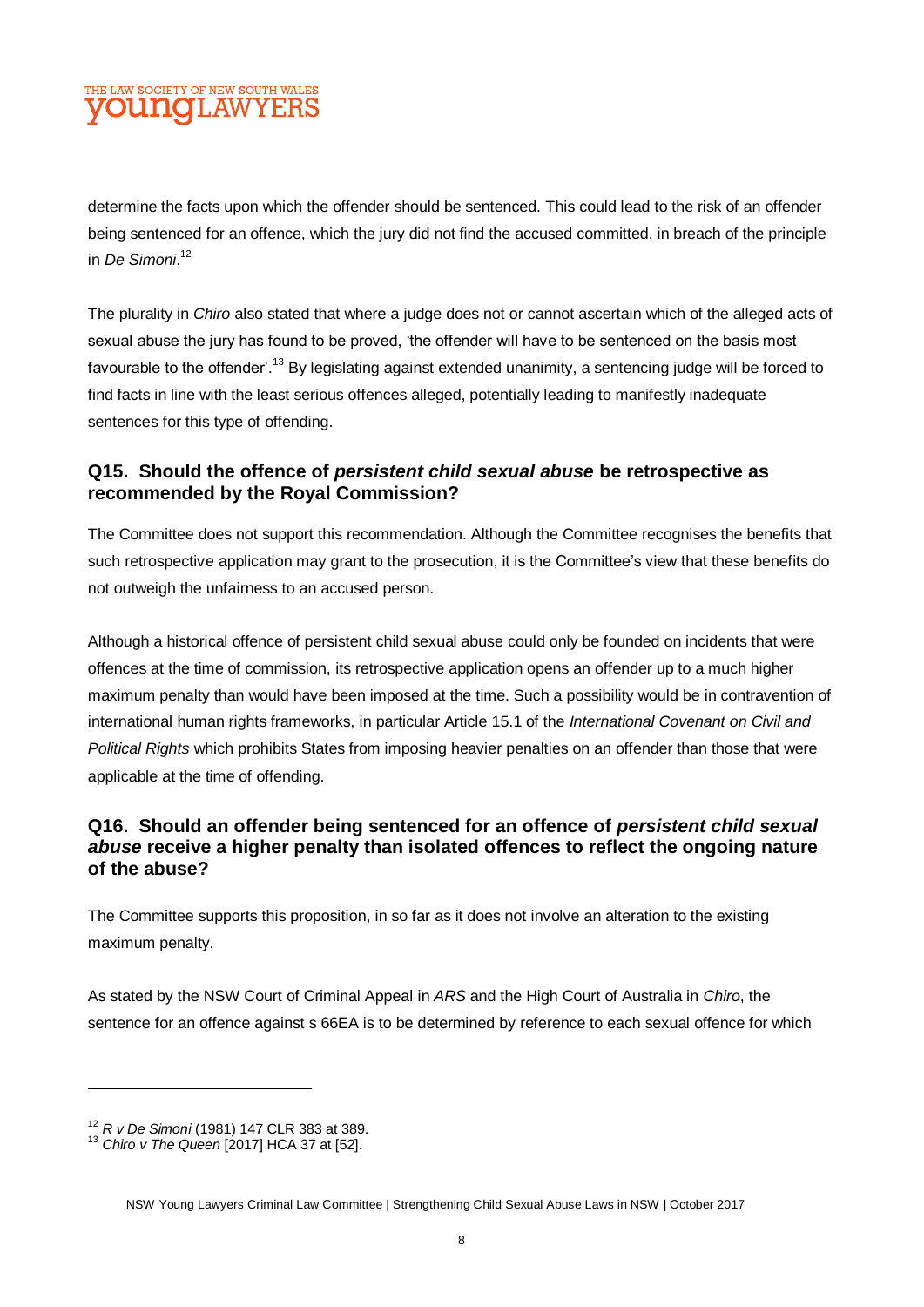determine the facts upon which the offender should be sentenced. This could lead to the risk of an offender being sentenced for an offence, which the jury did not find the accused committed, in breach of the principle in *De Simoni*.[12]

The plurality in *Chiro* also stated that where a judge does not or cannot ascertain which of the alleged acts of sexual abuse the jury has found to be proved, 'the offender will have to be sentenced on the basis most favourable to the offender'.[13] By legislating against extended unanimity, a sentencing judge will be forced to find facts in line with the least serious offences alleged, potentially leading to manifestly inadequate sentences for this type of offending.

### Q15. Should the offence of *persistent child sexual abuse* be retrospective as recommended by the Royal Commission?

The Committee does not support this recommendation. Although the Committee recognises the benefits that such retrospective application may grant to the prosecution, it is the Committee's view that these benefits do not outweigh the unfairness to an accused person.

Although a historical offence of persistent child sexual abuse could only be founded on incidents that were offences at the time of commission, its retrospective application opens an offender up to a much higher maximum penalty than would have been imposed at the time. Such a possibility would be in contravention of international human rights frameworks, in particular Article 15.1 of the *International Covenant on Civil and Political Rights* which prohibits States from imposing heavier penalties on an offender than those that were applicable at the time of offending.

### Q16. Should an offender being sentenced for an offence of *persistent child sexual abuse* receive a higher penalty than isolated offences to reflect the ongoing nature of the abuse?

The Committee supports this proposition, in so far as it does not involve an alteration to the existing maximum penalty.

As stated by the NSW Court of Criminal Appeal in *ARS* and the High Court of Australia in *Chiro*, the sentence for an offence against s 66EA is to be determined by reference to each sexual offence for which

---

[12] *R v De Simoni* (1981) 147 CLR 383 at 389.

[13] *Chiro v The Queen* [2017] HCA 37 at [52].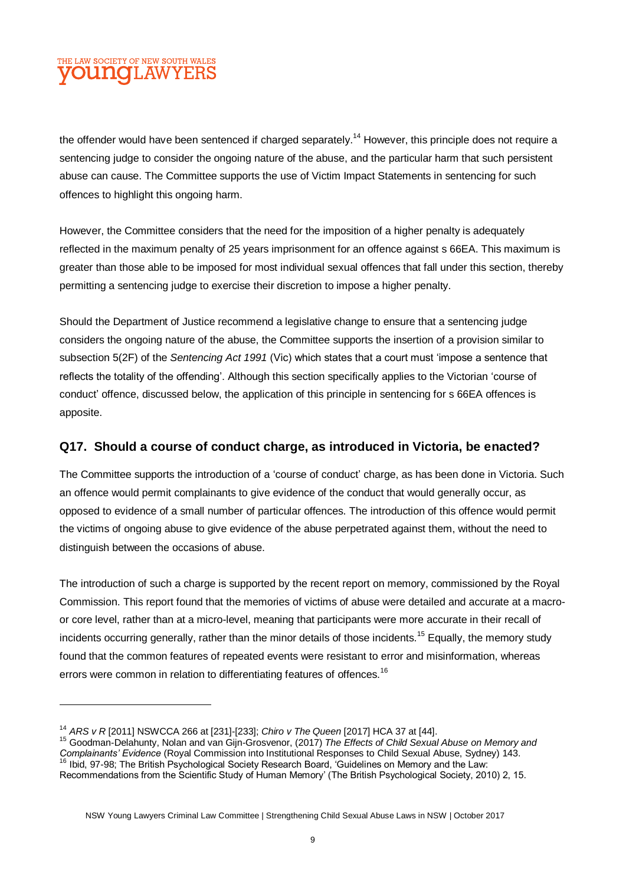the offender would have been sentenced if charged separately.[14] However, this principle does not require a sentencing judge to consider the ongoing nature of the abuse, and the particular harm that such persistent abuse can cause. The Committee supports the use of Victim Impact Statements in sentencing for such offences to highlight this ongoing harm.

However, the Committee considers that the need for the imposition of a higher penalty is adequately reflected in the maximum penalty of 25 years imprisonment for an offence against s 66EA. This maximum is greater than those able to be imposed for most individual sexual offences that fall under this section, thereby permitting a sentencing judge to exercise their discretion to impose a higher penalty.

Should the Department of Justice recommend a legislative change to ensure that a sentencing judge considers the ongoing nature of the abuse, the Committee supports the insertion of a provision similar to subsection 5(2F) of the *Sentencing Act 1991* (Vic) which states that a court must 'impose a sentence that reflects the totality of the offending'. Although this section specifically applies to the Victorian 'course of conduct' offence, discussed below, the application of this principle in sentencing for s 66EA offences is apposite.

## Q17. Should a course of conduct charge, as introduced in Victoria, be enacted?

The Committee supports the introduction of a 'course of conduct' charge, as has been done in Victoria. Such an offence would permit complainants to give evidence of the conduct that would generally occur, as opposed to evidence of a small number of particular offences. The introduction of this offence would permit the victims of ongoing abuse to give evidence of the abuse perpetrated against them, without the need to distinguish between the occasions of abuse.

The introduction of such a charge is supported by the recent report on memory, commissioned by the Royal Commission. This report found that the memories of victims of abuse were detailed and accurate at a macro- or core level, rather than at a micro-level, meaning that participants were more accurate in their recall of incidents occurring generally, rather than the minor details of those incidents.[15] Equally, the memory study found that the common features of repeated events were resistant to error and misinformation, whereas errors were common in relation to differentiating features of offences.[16]

---

[14] *ARS v R* [2011] NSWCCA 266 at [231]-[233]; *Chiro v The Queen* [2017] HCA 37 at [44].

[15] Goodman-Delahunty, Nolan and van Gijn-Grosvenor, (2017) *The Effects of Child Sexual Abuse on Memory and Complainants' Evidence* (Royal Commission into Institutional Responses to Child Sexual Abuse, Sydney) 143.

[16] Ibid, 97-98; The British Psychological Society Research Board, 'Guidelines on Memory and the Law: Recommendations from the Scientific Study of Human Memory' (The British Psychological Society, 2010) 2, 15.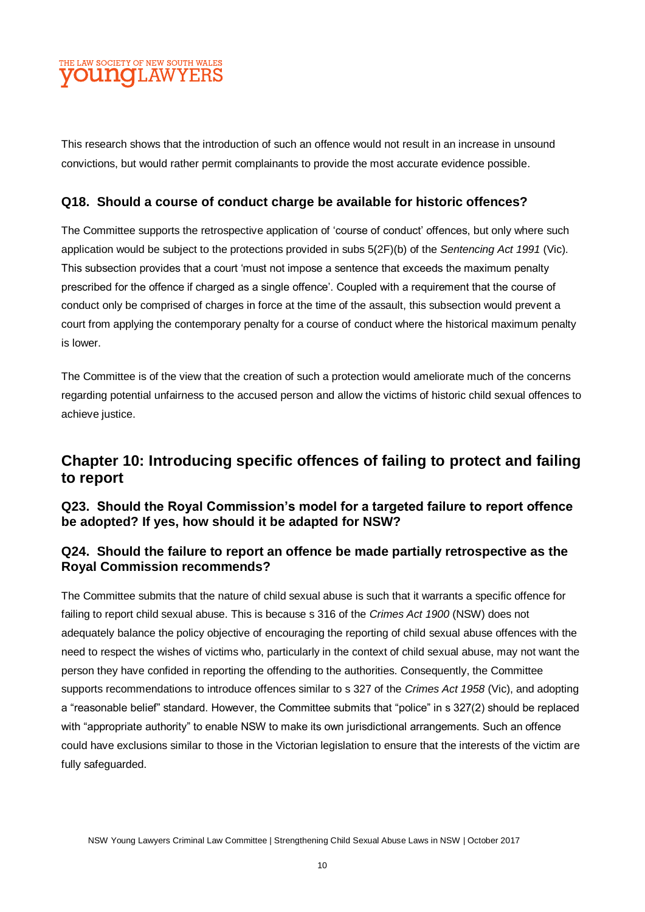This research shows that the introduction of such an offence would not result in an increase in unsound convictions, but would rather permit complainants to provide the most accurate evidence possible.

### Q18. Should a course of conduct charge be available for historic offences?

The Committee supports the retrospective application of 'course of conduct' offences, but only where such application would be subject to the protections provided in subs 5(2F)(b) of the *Sentencing Act 1991* (Vic). This subsection provides that a court 'must not impose a sentence that exceeds the maximum penalty prescribed for the offence if charged as a single offence'. Coupled with a requirement that the course of conduct only be comprised of charges in force at the time of the assault, this subsection would prevent a court from applying the contemporary penalty for a course of conduct where the historical maximum penalty is lower.

The Committee is of the view that the creation of such a protection would ameliorate much of the concerns regarding potential unfairness to the accused person and allow the victims of historic child sexual offences to achieve justice.

## Chapter 10: Introducing specific offences of failing to protect and failing to report

### Q23. Should the Royal Commission's model for a targeted failure to report offence be adopted? If yes, how should it be adapted for NSW?

### Q24. Should the failure to report an offence be made partially retrospective as the Royal Commission recommends?

The Committee submits that the nature of child sexual abuse is such that it warrants a specific offence for failing to report child sexual abuse. This is because s 316 of the *Crimes Act 1900* (NSW) does not adequately balance the policy objective of encouraging the reporting of child sexual abuse offences with the need to respect the wishes of victims who, particularly in the context of child sexual abuse, may not want the person they have confided in reporting the offending to the authorities. Consequently, the Committee supports recommendations to introduce offences similar to s 327 of the *Crimes Act 1958* (Vic), and adopting a "reasonable belief" standard. However, the Committee submits that "police" in s 327(2) should be replaced with "appropriate authority" to enable NSW to make its own jurisdictional arrangements. Such an offence could have exclusions similar to those in the Victorian legislation to ensure that the interests of the victim are fully safeguarded.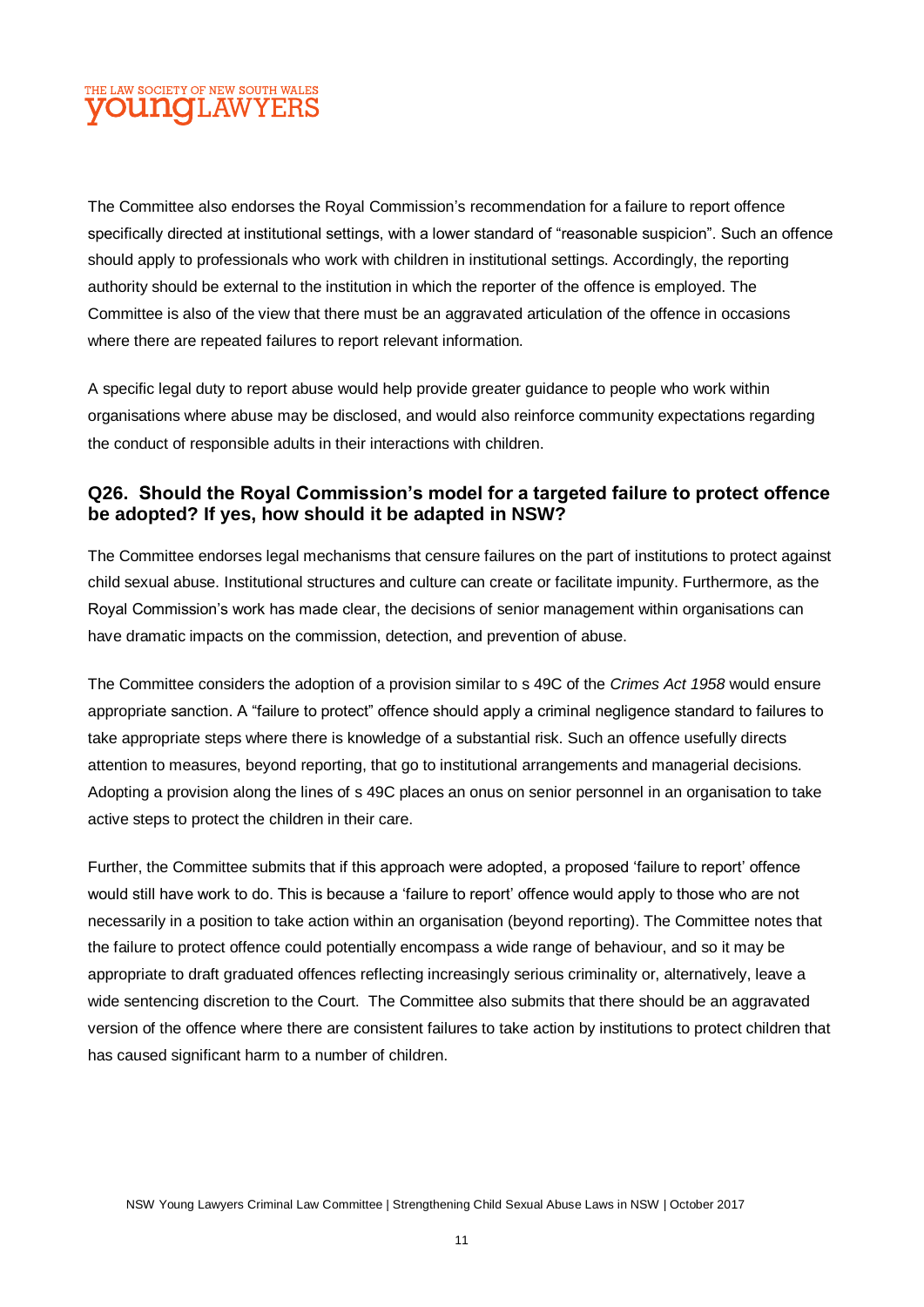The Committee also endorses the Royal Commission's recommendation for a failure to report offence specifically directed at institutional settings, with a lower standard of "reasonable suspicion". Such an offence should apply to professionals who work with children in institutional settings. Accordingly, the reporting authority should be external to the institution in which the reporter of the offence is employed. The Committee is also of the view that there must be an aggravated articulation of the offence in occasions where there are repeated failures to report relevant information.

A specific legal duty to report abuse would help provide greater guidance to people who work within organisations where abuse may be disclosed, and would also reinforce community expectations regarding the conduct of responsible adults in their interactions with children.

### Q26. Should the Royal Commission's model for a targeted failure to protect offence be adopted? If yes, how should it be adapted in NSW?

The Committee endorses legal mechanisms that censure failures on the part of institutions to protect against child sexual abuse. Institutional structures and culture can create or facilitate impunity. Furthermore, as the Royal Commission's work has made clear, the decisions of senior management within organisations can have dramatic impacts on the commission, detection, and prevention of abuse.

The Committee considers the adoption of a provision similar to s 49C of the *Crimes Act 1958* would ensure appropriate sanction. A "failure to protect" offence should apply a criminal negligence standard to failures to take appropriate steps where there is knowledge of a substantial risk. Such an offence usefully directs attention to measures, beyond reporting, that go to institutional arrangements and managerial decisions. Adopting a provision along the lines of s 49C places an onus on senior personnel in an organisation to take active steps to protect the children in their care.

Further, the Committee submits that if this approach were adopted, a proposed 'failure to report' offence would still have work to do. This is because a 'failure to report' offence would apply to those who are not necessarily in a position to take action within an organisation (beyond reporting). The Committee notes that the failure to protect offence could potentially encompass a wide range of behaviour, and so it may be appropriate to draft graduated offences reflecting increasingly serious criminality or, alternatively, leave a wide sentencing discretion to the Court. The Committee also submits that there should be an aggravated version of the offence where there are consistent failures to take action by institutions to protect children that has caused significant harm to a number of children.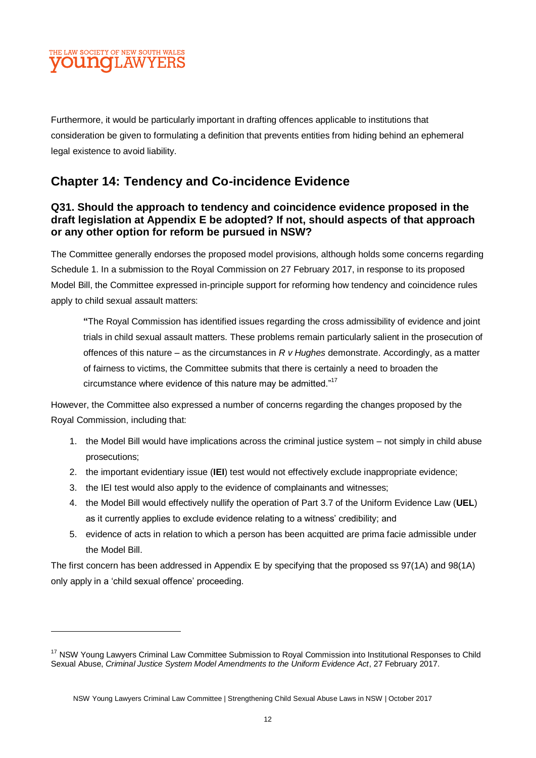Furthermore, it would be particularly important in drafting offences applicable to institutions that consideration be given to formulating a definition that prevents entities from hiding behind an ephemeral legal existence to avoid liability.

## Chapter 14: Tendency and Co-incidence Evidence

### Q31. Should the approach to tendency and coincidence evidence proposed in the draft legislation at Appendix E be adopted? If not, should aspects of that approach or any other option for reform be pursued in NSW?

The Committee generally endorses the proposed model provisions, although holds some concerns regarding Schedule 1. In a submission to the Royal Commission on 27 February 2017, in response to its proposed Model Bill, the Committee expressed in-principle support for reforming how tendency and coincidence rules apply to child sexual assault matters:

> "The Royal Commission has identified issues regarding the cross admissibility of evidence and joint trials in child sexual assault matters. These problems remain particularly salient in the prosecution of offences of this nature – as the circumstances in *R v Hughes* demonstrate. Accordingly, as a matter of fairness to victims, the Committee submits that there is certainly a need to broaden the circumstance where evidence of this nature may be admitted."[17]

However, the Committee also expressed a number of concerns regarding the changes proposed by the Royal Commission, including that:

1. the Model Bill would have implications across the criminal justice system – not simply in child abuse prosecutions;
2. the important evidentiary issue (**IEI**) test would not effectively exclude inappropriate evidence;
3. the IEI test would also apply to the evidence of complainants and witnesses;
4. the Model Bill would effectively nullify the operation of Part 3.7 of the Uniform Evidence Law (**UEL**) as it currently applies to exclude evidence relating to a witness' credibility; and
5. evidence of acts in relation to which a person has been acquitted are prima facie admissible under the Model Bill.

The first concern has been addressed in Appendix E by specifying that the proposed ss 97(1A) and 98(1A) only apply in a 'child sexual offence' proceeding.

---

[17] NSW Young Lawyers Criminal Law Committee Submission to Royal Commission into Institutional Responses to Child Sexual Abuse, *Criminal Justice System Model Amendments to the Uniform Evidence Act*, 27 February 2017.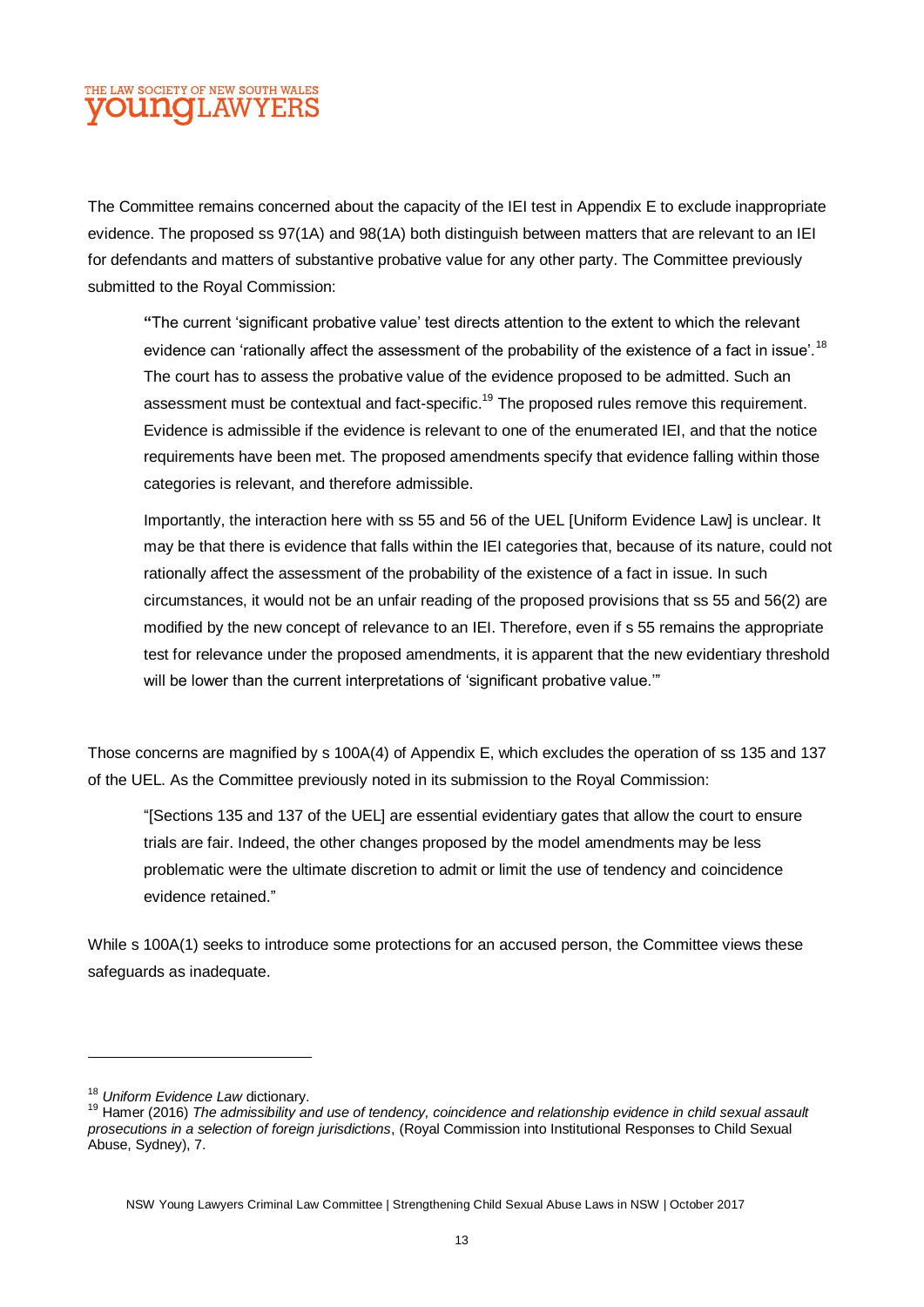The Committee remains concerned about the capacity of the IEI test in Appendix E to exclude inappropriate evidence. The proposed ss 97(1A) and 98(1A) both distinguish between matters that are relevant to an IEI for defendants and matters of substantive probative value for any other party. The Committee previously submitted to the Royal Commission:

> "The current 'significant probative value' test directs attention to the extent to which the relevant evidence can 'rationally affect the assessment of the probability of the existence of a fact in issue'.[18] The court has to assess the probative value of the evidence proposed to be admitted. Such an assessment must be contextual and fact-specific.[19] The proposed rules remove this requirement. Evidence is admissible if the evidence is relevant to one of the enumerated IEI, and that the notice requirements have been met. The proposed amendments specify that evidence falling within those categories is relevant, and therefore admissible.
>
> Importantly, the interaction here with ss 55 and 56 of the UEL [Uniform Evidence Law] is unclear. It may be that there is evidence that falls within the IEI categories that, because of its nature, could not rationally affect the assessment of the probability of the existence of a fact in issue. In such circumstances, it would not be an unfair reading of the proposed provisions that ss 55 and 56(2) are modified by the new concept of relevance to an IEI. Therefore, even if s 55 remains the appropriate test for relevance under the proposed amendments, it is apparent that the new evidentiary threshold will be lower than the current interpretations of 'significant probative value.'"

Those concerns are magnified by s 100A(4) of Appendix E, which excludes the operation of ss 135 and 137 of the UEL. As the Committee previously noted in its submission to the Royal Commission:

> "[Sections 135 and 137 of the UEL] are essential evidentiary gates that allow the court to ensure trials are fair. Indeed, the other changes proposed by the model amendments may be less problematic were the ultimate discretion to admit or limit the use of tendency and coincidence evidence retained."

While s 100A(1) seeks to introduce some protections for an accused person, the Committee views these safeguards as inadequate.

---

[18] *Uniform Evidence Law* dictionary.

[19] Hamer (2016) *The admissibility and use of tendency, coincidence and relationship evidence in child sexual assault prosecutions in a selection of foreign jurisdictions*, (Royal Commission into Institutional Responses to Child Sexual Abuse, Sydney), 7.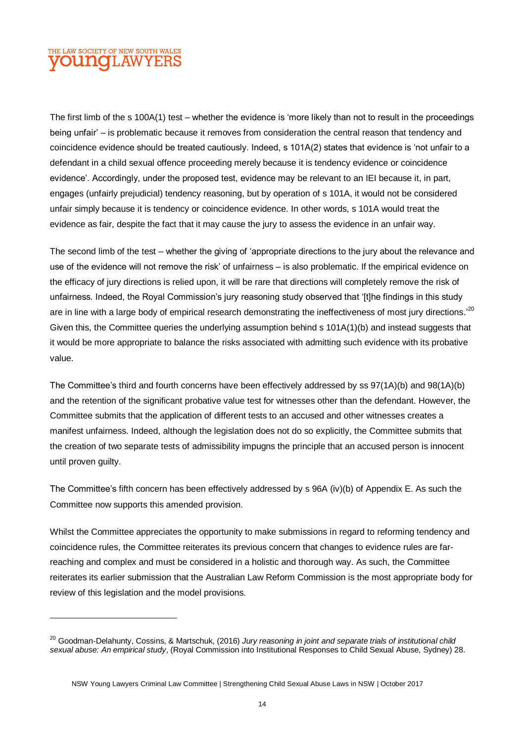The first limb of the s 100A(1) test – whether the evidence is 'more likely than not to result in the proceedings being unfair' – is problematic because it removes from consideration the central reason that tendency and coincidence evidence should be treated cautiously. Indeed, s 101A(2) states that evidence is 'not unfair to a defendant in a child sexual offence proceeding merely because it is tendency evidence or coincidence evidence'. Accordingly, under the proposed test, evidence may be relevant to an IEI because it, in part, engages (unfairly prejudicial) tendency reasoning, but by operation of s 101A, it would not be considered unfair simply because it is tendency or coincidence evidence. In other words, s 101A would treat the evidence as fair, despite the fact that it may cause the jury to assess the evidence in an unfair way.

The second limb of the test – whether the giving of 'appropriate directions to the jury about the relevance and use of the evidence will not remove the risk' of unfairness – is also problematic. If the empirical evidence on the efficacy of jury directions is relied upon, it will be rare that directions will completely remove the risk of unfairness. Indeed, the Royal Commission's jury reasoning study observed that '[t]he findings in this study are in line with a large body of empirical research demonstrating the ineffectiveness of most jury directions.'[20] Given this, the Committee queries the underlying assumption behind s 101A(1)(b) and instead suggests that it would be more appropriate to balance the risks associated with admitting such evidence with its probative value.

The Committee's third and fourth concerns have been effectively addressed by ss 97(1A)(b) and 98(1A)(b) and the retention of the significant probative value test for witnesses other than the defendant. However, the Committee submits that the application of different tests to an accused and other witnesses creates a manifest unfairness. Indeed, although the legislation does not do so explicitly, the Committee submits that the creation of two separate tests of admissibility impugns the principle that an accused person is innocent until proven guilty.

The Committee's fifth concern has been effectively addressed by s 96A (iv)(b) of Appendix E. As such the Committee now supports this amended provision.

Whilst the Committee appreciates the opportunity to make submissions in regard to reforming tendency and coincidence rules, the Committee reiterates its previous concern that changes to evidence rules are far-reaching and complex and must be considered in a holistic and thorough way. As such, the Committee reiterates its earlier submission that the Australian Law Reform Commission is the most appropriate body for review of this legislation and the model provisions.

---

[20] Goodman-Delahunty, Cossins, & Martschuk, (2016) *Jury reasoning in joint and separate trials of institutional child sexual abuse: An empirical study*, (Royal Commission into Institutional Responses to Child Sexual Abuse, Sydney) 28.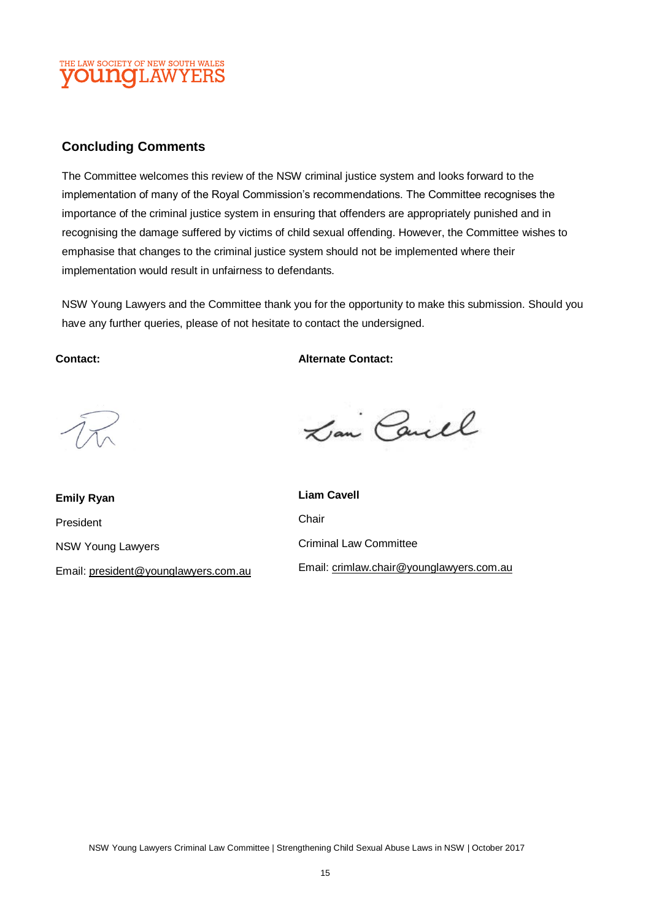## Concluding Comments

The Committee welcomes this review of the NSW criminal justice system and looks forward to the implementation of many of the Royal Commission's recommendations. The Committee recognises the importance of the criminal justice system in ensuring that offenders are appropriately punished and in recognising the damage suffered by victims of child sexual offending. However, the Committee wishes to emphasise that changes to the criminal justice system should not be implemented where their implementation would result in unfairness to defendants.

NSW Young Lawyers and the Committee thank you for the opportunity to make this submission. Should you have any further queries, please of not hesitate to contact the undersigned.

**Contact:**

**Emily Ryan**

President

NSW Young Lawyers

Email: president@younglawyers.com.au

**Alternate Contact:**

**Liam Cavell**

Chair

Criminal Law Committee

Email: crimlaw.chair@younglawyers.com.au